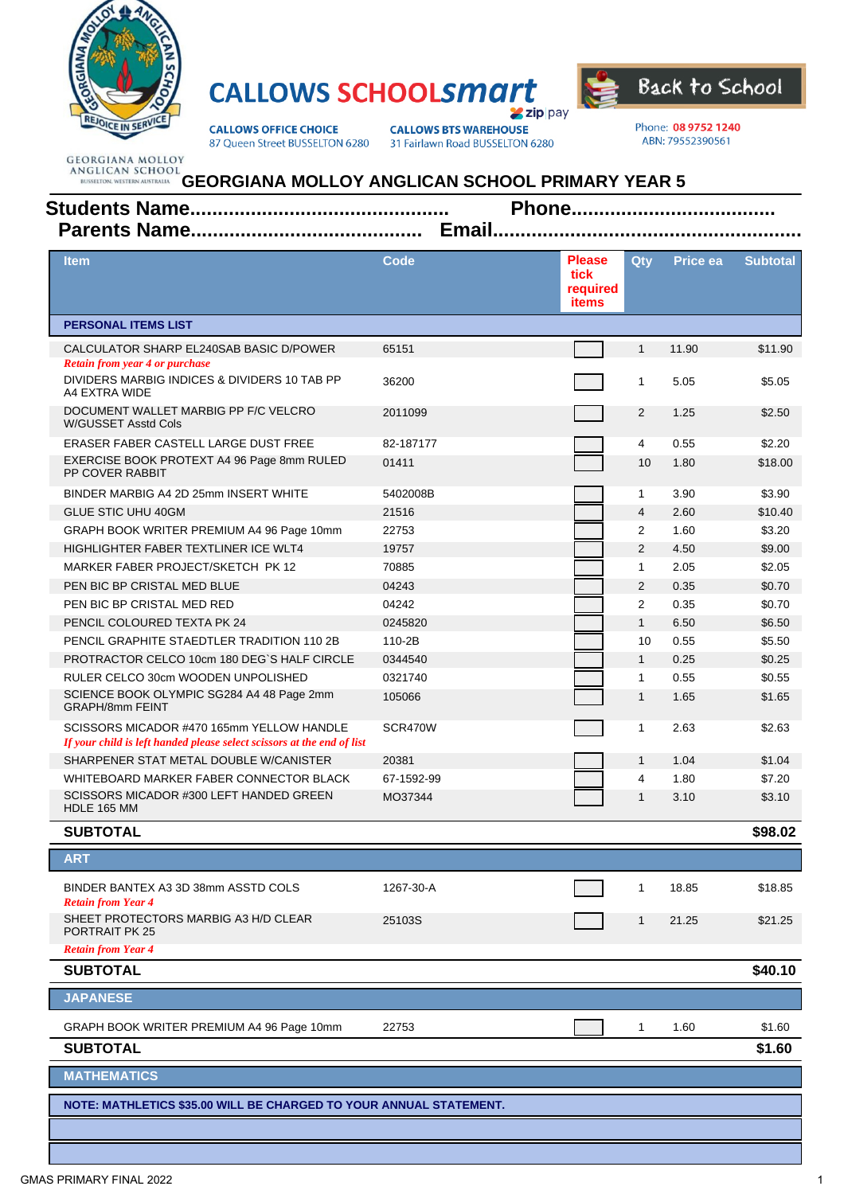GEORGIANA MOLLOY ANGLICAN SCHOOL
BUSSELTON, WESTERN AUSTRALIA

# CALLOWS SCHOOLsmart

zip pay

**CALLOWS OFFICE CHOICE**
87 Queen Street BUSSELTON 6280

**CALLOWS BTS WAREHOUSE**
31 Fairlawn Road BUSSELTON 6280

Back to School

Phone: 08 9752 1240
ABN: 79552390561

## GEORGIANA MOLLOY ANGLICAN SCHOOL PRIMARY YEAR 5

**Students Name.............................................. Phone....................................**

**Parents Name........................................ Email.....................................................**

| Item | Code | Please tick required items | Qty | Price ea | Subtotal |
|---|---|---|---|---|---|
| **PERSONAL ITEMS LIST** | | | | | |
| CALCULATOR SHARP EL240SAB BASIC D/POWER<br>*Retain from year 4 or purchase* | 65151 | ☐ | 1 | 11.90 | $11.90 |
| DIVIDERS MARBIG INDICES & DIVIDERS 10 TAB PP A4 EXTRA WIDE | 36200 | ☐ | 1 | 5.05 | $5.05 |
| DOCUMENT WALLET MARBIG PP F/C VELCRO W/GUSSET Asstd Cols | 2011099 | ☐ | 2 | 1.25 | $2.50 |
| ERASER FABER CASTELL LARGE DUST FREE | 82-187177 | ☐ | 4 | 0.55 | $2.20 |
| EXERCISE BOOK PROTEXT A4 96 Page 8mm RULED PP COVER RABBIT | 01411 | ☐ | 10 | 1.80 | $18.00 |
| BINDER MARBIG A4 2D 25mm INSERT WHITE | 5402008B | ☐ | 1 | 3.90 | $3.90 |
| GLUE STIC UHU 40GM | 21516 | ☐ | 4 | 2.60 | $10.40 |
| GRAPH BOOK WRITER PREMIUM A4 96 Page 10mm | 22753 | ☐ | 2 | 1.60 | $3.20 |
| HIGHLIGHTER FABER TEXTLINER ICE WLT4 | 19757 | ☐ | 2 | 4.50 | $9.00 |
| MARKER FABER PROJECT/SKETCH PK 12 | 70885 | ☐ | 1 | 2.05 | $2.05 |
| PEN BIC BP CRISTAL MED BLUE | 04243 | ☐ | 2 | 0.35 | $0.70 |
| PEN BIC BP CRISTAL MED RED | 04242 | ☐ | 2 | 0.35 | $0.70 |
| PENCIL COLOURED TEXTA PK 24 | 0245820 | ☐ | 1 | 6.50 | $6.50 |
| PENCIL GRAPHITE STAEDTLER TRADITION 110 2B | 110-2B | ☐ | 10 | 0.55 | $5.50 |
| PROTRACTOR CELCO 10cm 180 DEG`S HALF CIRCLE | 0344540 | ☐ | 1 | 0.25 | $0.25 |
| RULER CELCO 30cm WOODEN UNPOLISHED | 0321740 | ☐ | 1 | 0.55 | $0.55 |
| SCIENCE BOOK OLYMPIC SG284 A4 48 Page 2mm GRAPH/8mm FEINT | 105066 | ☐ | 1 | 1.65 | $1.65 |
| SCISSORS MICADOR #470 165mm YELLOW HANDLE<br>*If your child is left handed please select scissors at the end of list* | SCR470W | ☐ | 1 | 2.63 | $2.63 |
| SHARPENER STAT METAL DOUBLE W/CANISTER | 20381 | ☐ | 1 | 1.04 | $1.04 |
| WHITEBOARD MARKER FABER CONNECTOR BLACK | 67-1592-99 | ☐ | 4 | 1.80 | $7.20 |
| SCISSORS MICADOR #300 LEFT HANDED GREEN HDLE 165 MM | MO37344 | ☐ | 1 | 3.10 | $3.10 |
| **SUBTOTAL** | | | | | **$98.02** |
| **ART** | | | | | |
| BINDER BANTEX A3 3D 38mm ASSTD COLS<br>*Retain from Year 4* | 1267-30-A | ☐ | 1 | 18.85 | $18.85 |
| SHEET PROTECTORS MARBIG A3 H/D CLEAR PORTRAIT PK 25<br>*Retain from Year 4* | 25103S | ☐ | 1 | 21.25 | $21.25 |
| **SUBTOTAL** | | | | | **$40.10** |
| **JAPANESE** | | | | | |
| GRAPH BOOK WRITER PREMIUM A4 96 Page 10mm | 22753 | ☐ | 1 | 1.60 | $1.60 |
| **SUBTOTAL** | | | | | **$1.60** |
| **MATHEMATICS** | | | | | |
| **NOTE: MATHLETICS $35.00 WILL BE CHARGED TO YOUR ANNUAL STATEMENT.** | | | | | |

GMAS PRIMARY FINAL 2022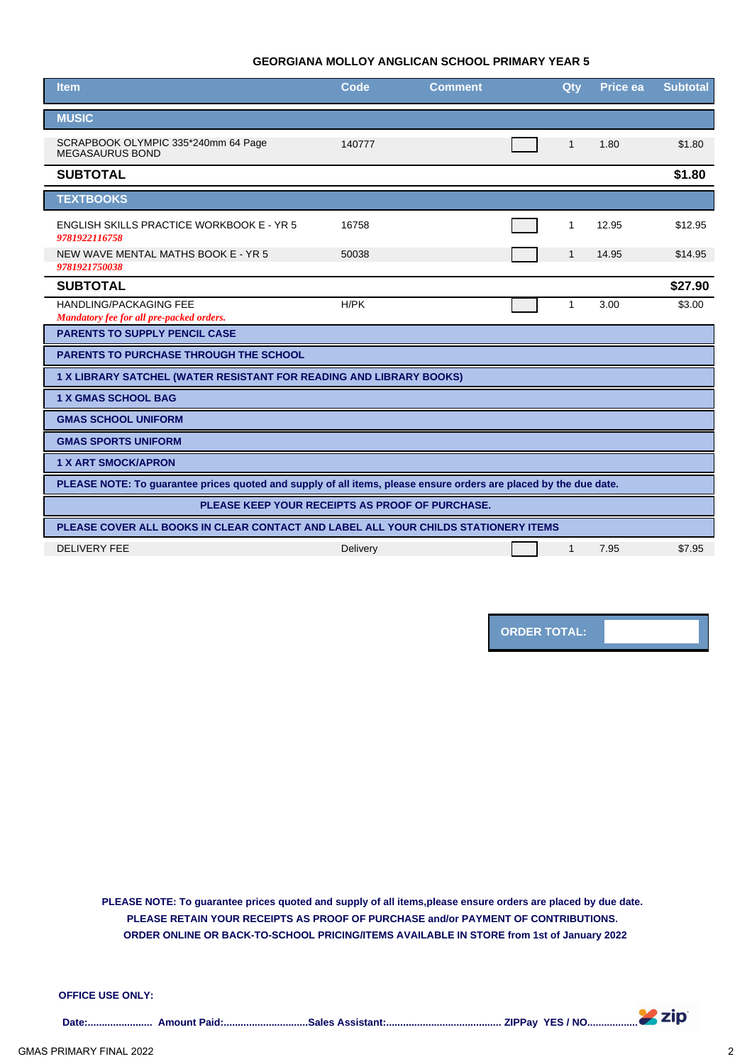**GEORGIANA MOLLOY ANGLICAN SCHOOL PRIMARY YEAR 5**

| Item | Code | Comment | | Qty | Price ea | Subtotal |
|---|---|---|---|---|---|---|
| **MUSIC** | | | | | | |
| SCRAPBOOK OLYMPIC 335*240mm 64 Page MEGASAURUS BOND | 140777 | | | 1 | 1.80 | $1.80 |
| **SUBTOTAL** | | | | | | **$1.80** |
| **TEXTBOOKS** | | | | | | |
| ENGLISH SKILLS PRACTICE WORKBOOK E - YR 5 *9781922116758* | 16758 | | | 1 | 12.95 | $12.95 |
| NEW WAVE MENTAL MATHS BOOK E - YR 5 *9781921750038* | 50038 | | | 1 | 14.95 | $14.95 |
| **SUBTOTAL** | | | | | | **$27.90** |
| HANDLING/PACKAGING FEE *Mandatory fee for all pre-packed orders.* | H/PK | | | 1 | 3.00 | $3.00 |
| **PARENTS TO SUPPLY PENCIL CASE** | | | | | | |
| **PARENTS TO PURCHASE THROUGH THE SCHOOL** | | | | | | |
| **1 X LIBRARY SATCHEL (WATER RESISTANT FOR READING AND LIBRARY BOOKS)** | | | | | | |
| **1 X GMAS SCHOOL BAG** | | | | | | |
| **GMAS SCHOOL UNIFORM** | | | | | | |
| **GMAS SPORTS UNIFORM** | | | | | | |
| **1 X ART SMOCK/APRON** | | | | | | |
| **PLEASE NOTE: To guarantee prices quoted and supply of all items, please ensure orders are placed by the due date.** | | | | | | |
| **PLEASE KEEP YOUR RECEIPTS AS PROOF OF PURCHASE.** | | | | | | |
| **PLEASE COVER ALL BOOKS IN CLEAR CONTACT AND LABEL ALL YOUR CHILDS STATIONERY ITEMS** | | | | | | |
| DELIVERY FEE | Delivery | | | 1 | 7.95 | $7.95 |

**ORDER TOTAL:**

**PLEASE NOTE: To guarantee prices quoted and supply of all items,please ensure orders are placed by due date.**
**PLEASE RETAIN YOUR RECEIPTS AS PROOF OF PURCHASE and/or PAYMENT OF CONTRIBUTIONS.**
**ORDER ONLINE OR BACK-TO-SCHOOL PRICING/ITEMS AVAILABLE IN STORE from 1st of January 2022**

**OFFICE USE ONLY:**

**Date:...................... Amount Paid:............................Sales Assistant:....................................... ZIPPay YES / NO.................**

zip

GMAS PRIMARY FINAL 2022